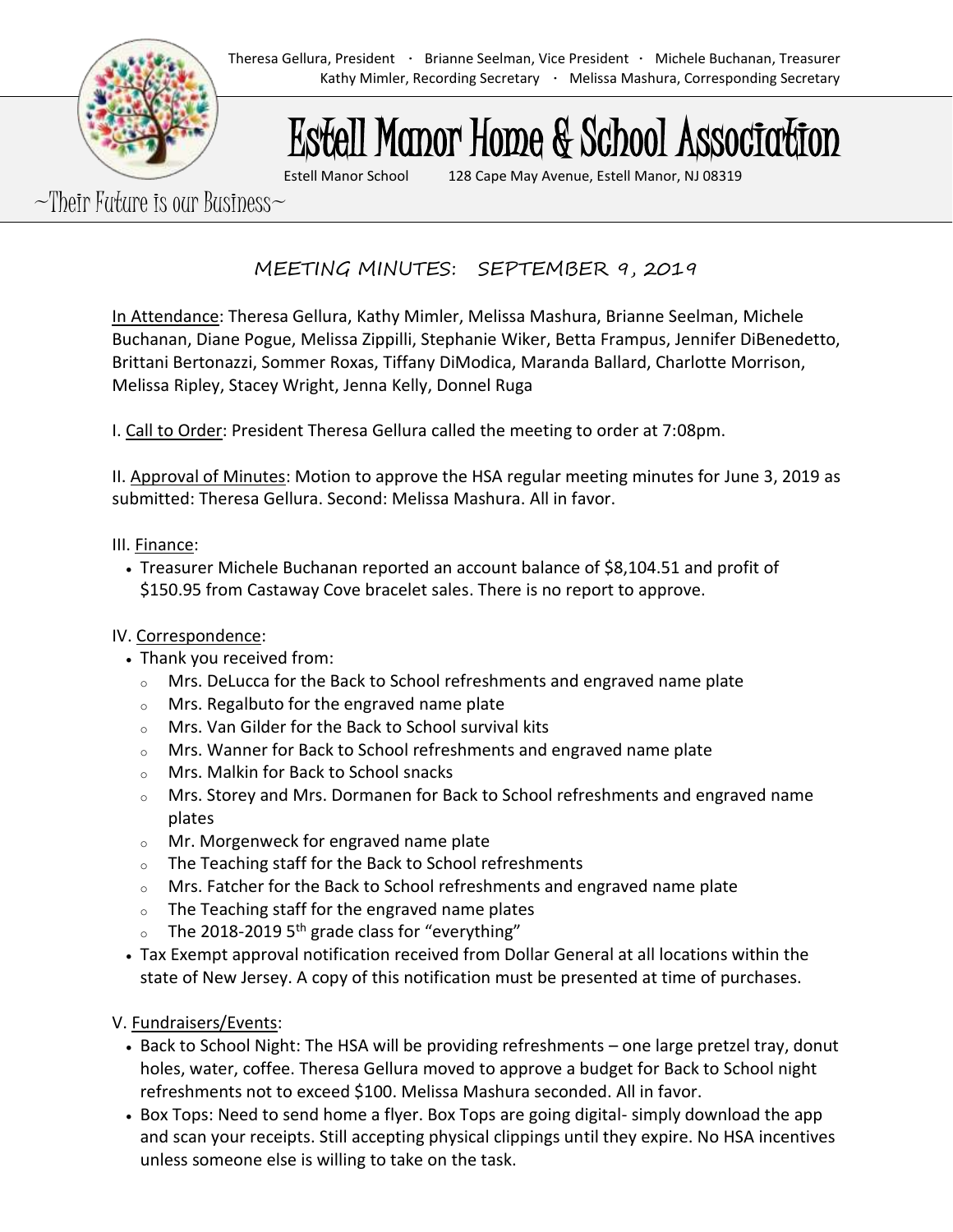Theresa Gellura, President · Brianne Seelman, Vice President · Michele Buchanan, Treasurer
Kathy Mimler, Recording Secretary · Melissa Mashura, Corresponding Secretary

# Estell Manor Home & School Association

Estell Manor School 128 Cape May Avenue, Estell Manor, NJ 08319

~Their Future is our Business~

## MEETING MINUTES: SEPTEMBER 9, 2019

In Attendance: Theresa Gellura, Kathy Mimler, Melissa Mashura, Brianne Seelman, Michele Buchanan, Diane Pogue, Melissa Zippilli, Stephanie Wiker, Betta Frampus, Jennifer DiBenedetto, Brittani Bertonazzi, Sommer Roxas, Tiffany DiModica, Maranda Ballard, Charlotte Morrison, Melissa Ripley, Stacey Wright, Jenna Kelly, Donnel Ruga

I. Call to Order: President Theresa Gellura called the meeting to order at 7:08pm.

II. Approval of Minutes: Motion to approve the HSA regular meeting minutes for June 3, 2019 as submitted: Theresa Gellura. Second: Melissa Mashura. All in favor.

III. Finance:

- Treasurer Michele Buchanan reported an account balance of $8,104.51 and profit of $150.95 from Castaway Cove bracelet sales. There is no report to approve.

IV. Correspondence:

- Thank you received from:
  - Mrs. DeLucca for the Back to School refreshments and engraved name plate
  - Mrs. Regalbuto for the engraved name plate
  - Mrs. Van Gilder for the Back to School survival kits
  - Mrs. Wanner for Back to School refreshments and engraved name plate
  - Mrs. Malkin for Back to School snacks
  - Mrs. Storey and Mrs. Dormanen for Back to School refreshments and engraved name plates
  - Mr. Morgenweck for engraved name plate
  - The Teaching staff for the Back to School refreshments
  - Mrs. Fatcher for the Back to School refreshments and engraved name plate
  - The Teaching staff for the engraved name plates
  - The 2018-2019 5th grade class for "everything"
- Tax Exempt approval notification received from Dollar General at all locations within the state of New Jersey. A copy of this notification must be presented at time of purchases.

V. Fundraisers/Events:

- Back to School Night: The HSA will be providing refreshments – one large pretzel tray, donut holes, water, coffee. Theresa Gellura moved to approve a budget for Back to School night refreshments not to exceed $100. Melissa Mashura seconded. All in favor.
- Box Tops: Need to send home a flyer. Box Tops are going digital- simply download the app and scan your receipts. Still accepting physical clippings until they expire. No HSA incentives unless someone else is willing to take on the task.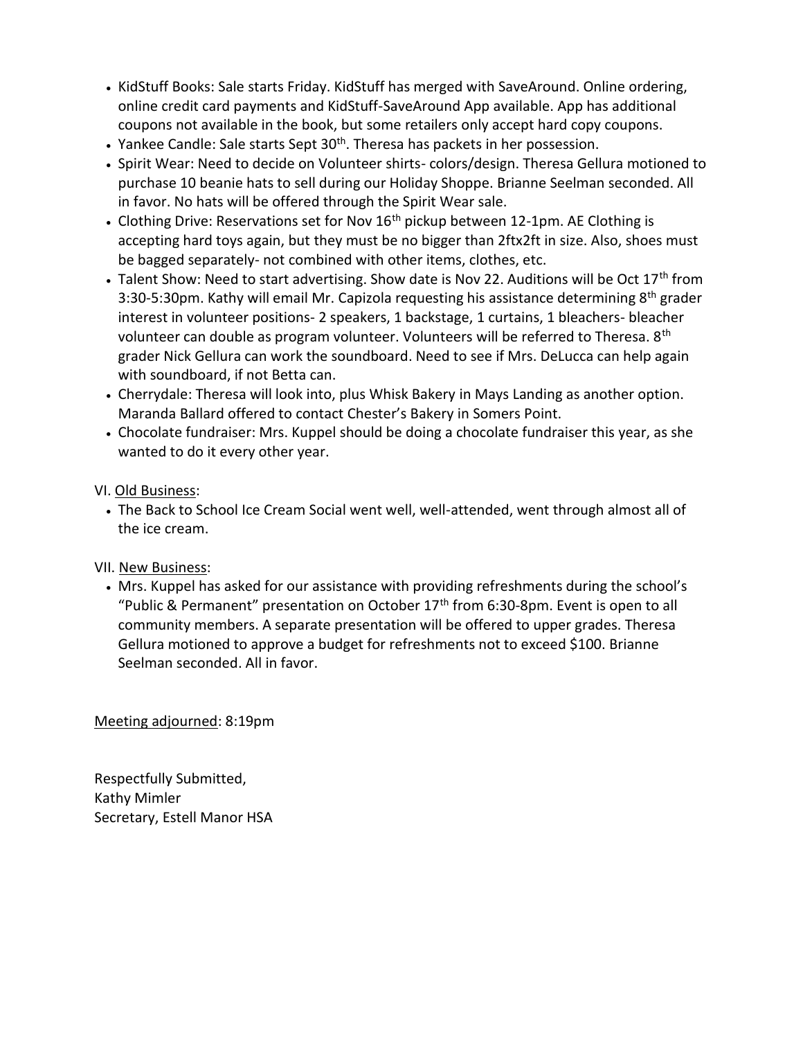- KidStuff Books: Sale starts Friday. KidStuff has merged with SaveAround. Online ordering, online credit card payments and KidStuff-SaveAround App available. App has additional coupons not available in the book, but some retailers only accept hard copy coupons.
- Yankee Candle: Sale starts Sept 30th. Theresa has packets in her possession.
- Spirit Wear: Need to decide on Volunteer shirts- colors/design. Theresa Gellura motioned to purchase 10 beanie hats to sell during our Holiday Shoppe. Brianne Seelman seconded. All in favor. No hats will be offered through the Spirit Wear sale.
- Clothing Drive: Reservations set for Nov 16th pickup between 12-1pm. AE Clothing is accepting hard toys again, but they must be no bigger than 2ftx2ft in size. Also, shoes must be bagged separately- not combined with other items, clothes, etc.
- Talent Show: Need to start advertising. Show date is Nov 22. Auditions will be Oct 17th from 3:30-5:30pm. Kathy will email Mr. Capizola requesting his assistance determining 8th grader interest in volunteer positions- 2 speakers, 1 backstage, 1 curtains, 1 bleachers- bleacher volunteer can double as program volunteer. Volunteers will be referred to Theresa. 8th grader Nick Gellura can work the soundboard. Need to see if Mrs. DeLucca can help again with soundboard, if not Betta can.
- Cherrydale: Theresa will look into, plus Whisk Bakery in Mays Landing as another option. Maranda Ballard offered to contact Chester's Bakery in Somers Point.
- Chocolate fundraiser: Mrs. Kuppel should be doing a chocolate fundraiser this year, as she wanted to do it every other year.

VI. Old Business:

- The Back to School Ice Cream Social went well, well-attended, went through almost all of the ice cream.

VII. New Business:

- Mrs. Kuppel has asked for our assistance with providing refreshments during the school's "Public & Permanent" presentation on October 17th from 6:30-8pm. Event is open to all community members. A separate presentation will be offered to upper grades. Theresa Gellura motioned to approve a budget for refreshments not to exceed $100. Brianne Seelman seconded. All in favor.

Meeting adjourned: 8:19pm

Respectfully Submitted,
Kathy Mimler
Secretary, Estell Manor HSA